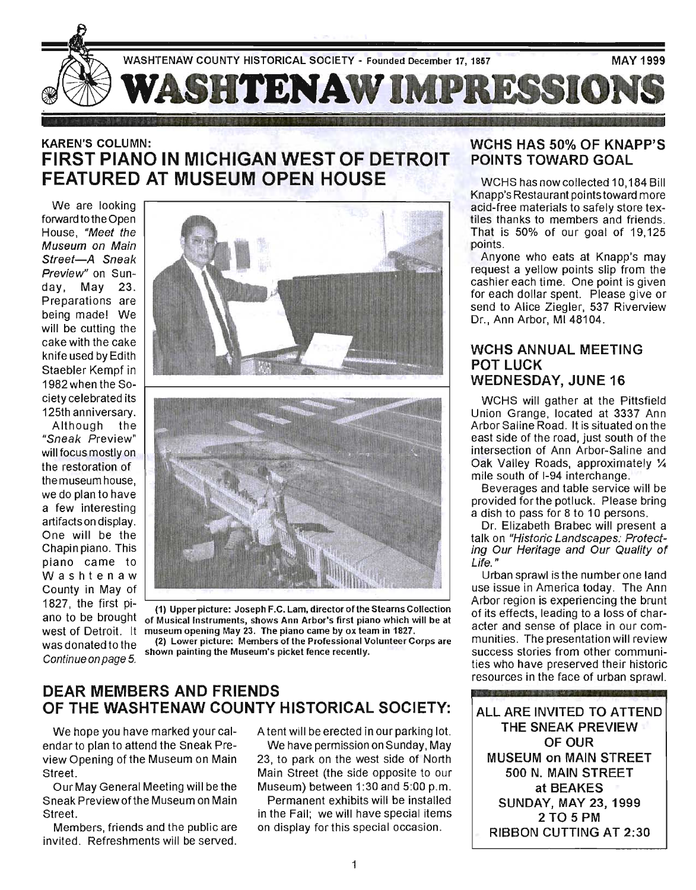WASHTENAW COUNTY HISTORICAL SOCIETY - Founded December 17, 1857 — MAY 1999

# WASHTENAW IMPRESSIONS

## KAREN'S COLUMN: FIRST PIANO IN MICHIGAN WEST OF DETROIT FEATURED AT MUSEUM OPEN HOUSE

We are looking forward to the Open House, *"Meet the Museum on Main Street—A Sneak Preview"* on Sunday, May 23. Preparations are being made! We will be cutting the cake with the cake knife used by Edith Staebler Kempf in 1982 when the Society celebrated its 125th anniversary.

Although the *"Sneak Preview"* will focus mostly on the restoration of the museum house, we do plan to have a few interesting artifacts on display. One will be the Chapin piano. This piano came to Washtenaw County in May of 1827, the first piano to be brought west of Detroit. It was donated to the *Continue on page 5.*

(1) Upper picture: Joseph F.C. Lam, director of the Stearns Collection of Musical Instruments, shows Ann Arbor's first piano which will be at museum opening May 23. The piano came by ox team in 1827.

(2) Lower picture: Members of the Professional Volunteer Corps are shown painting the Museum's picket fence recently.

## DEAR MEMBERS AND FRIENDS OF THE WASHTENAW COUNTY HISTORICAL SOCIETY:

We hope you have marked your calendar to plan to attend the Sneak Preview Opening of the Museum on Main Street.

Our May General Meeting will be the Sneak Preview of the Museum on Main Street.

Members, friends and the public are invited. Refreshments will be served. A tent will be erected in our parking lot.

We have permission on Sunday, May 23, to park on the west side of North Main Street (the side opposite to our Museum) between 1:30 and 5:00 p.m.

Permanent exhibits will be installed in the Fall; we will have special items on display for this special occasion.

## WCHS HAS 50% OF KNAPP'S POINTS TOWARD GOAL

WCHS has now collected 10,184 Bill Knapp's Restaurant points toward more acid-free materials to safely store textiles thanks to members and friends. That is 50% of our goal of 19,125 points.

Anyone who eats at Knapp's may request a yellow points slip from the cashier each time. One point is given for each dollar spent. Please give or send to Alice Ziegler, 537 Riverview Dr., Ann Arbor, MI 48104.

## WCHS ANNUAL MEETING POT LUCK WEDNESDAY, JUNE 16

WCHS will gather at the Pittsfield Union Grange, located at 3337 Ann Arbor Saline Road. It is situated on the east side of the road, just south of the intersection of Ann Arbor-Saline and Oak Valley Roads, approximately ¼ mile south of I-94 interchange.

Beverages and table service will be provided for the potluck. Please bring a dish to pass for 8 to 10 persons.

Dr. Elizabeth Brabec will present a talk on *"Historic Landscapes: Protecting Our Heritage and Our Quality of Life."*

Urban sprawl is the number one land use issue in America today. The Ann Arbor region is experiencing the brunt of its effects, leading to a loss of character and sense of place in our communities. The presentation will review success stories from other communities who have preserved their historic resources in the face of urban sprawl.

**ALL ARE INVITED TO ATTEND THE SNEAK PREVIEW OF OUR MUSEUM on MAIN STREET**
**500 N. MAIN STREET at BEAKES**
**SUNDAY, MAY 23, 1999**
**2 TO 5 PM**
**RIBBON CUTTING AT 2:30**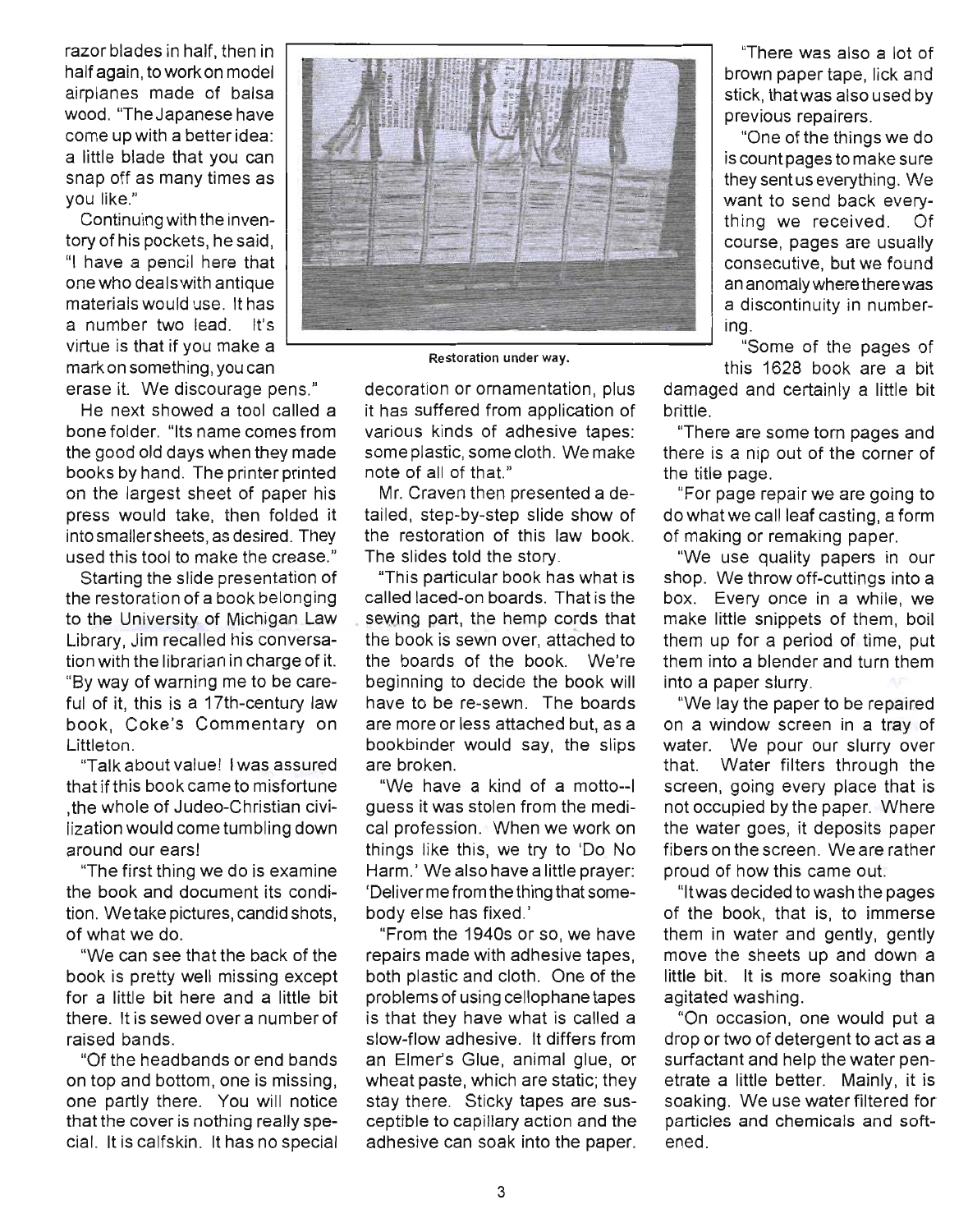razor blades in half, then in half again, to work on model airplanes made of balsa wood. "The Japanese have come up with a better idea: a little blade that you can snap off as many times as you like."

Continuing with the inventory of his pockets, he said, "I have a pencil here that one who deals with antique materials would use. It has a number two lead. It's virtue is that if you make a mark on something, you can erase it. We discourage pens."

He next showed a tool called a bone folder. "Its name comes from the good old days when they made books by hand. The printer printed on the largest sheet of paper his press would take, then folded it into smaller sheets, as desired. They used this tool to make the crease."

Starting the slide presentation of the restoration of a book belonging to the University of Michigan Law Library, Jim recalled his conversation with the librarian in charge of it. "By way of warning me to be careful of it, this is a 17th-century law book, Coke's Commentary on Littleton.

"Talk about value! I was assured that if this book came to misfortune ,the whole of Judeo-Christian civilization would come tumbling down around our ears!

"The first thing we do is examine the book and document its condition. We take pictures, candid shots, of what we do.

"We can see that the back of the book is pretty well missing except for a little bit here and a little bit there. It is sewed over a number of raised bands.

"Of the headbands or end bands on top and bottom, one is missing, one partly there. You will notice that the cover is nothing really special. It is calfskin. It has no special decoration or ornamentation, plus it has suffered from application of various kinds of adhesive tapes: some plastic, some cloth. We make note of all of that."

Restoration under way.

Mr. Craven then presented a detailed, step-by-step slide show of the restoration of this law book. The slides told the story.

"This particular book has what is called laced-on boards. That is the sewing part, the hemp cords that the book is sewn over, attached to the boards of the book. We're beginning to decide the book will have to be re-sewn. The boards are more or less attached but, as a bookbinder would say, the slips are broken.

"We have a kind of a motto--I guess it was stolen from the medical profession. When we work on things like this, we try to 'Do No Harm.' We also have a little prayer: 'Deliver me from the thing that somebody else has fixed.'

"From the 1940s or so, we have repairs made with adhesive tapes, both plastic and cloth. One of the problems of using cellophane tapes is that they have what is called a slow-flow adhesive. It differs from an Elmer's Glue, animal glue, or wheat paste, which are static; they stay there. Sticky tapes are susceptible to capillary action and the adhesive can soak into the paper.

"There was also a lot of brown paper tape, lick and stick, that was also used by previous repairers.

"One of the things we do is count pages to make sure they sent us everything. We want to send back everything we received. Of course, pages are usually consecutive, but we found an anomaly where there was a discontinuity in numbering.

"Some of the pages of this 1628 book are a bit damaged and certainly a little bit brittle.

"There are some torn pages and there is a nip out of the corner of the title page.

"For page repair we are going to do what we call leaf casting, a form of making or remaking paper.

"We use quality papers in our shop. We throw off-cuttings into a box. Every once in a while, we make little snippets of them, boil them up for a period of time, put them into a blender and turn them into a paper slurry.

"We lay the paper to be repaired on a window screen in a tray of water. We pour our slurry over that. Water filters through the screen, going every place that is not occupied by the paper. Where the water goes, it deposits paper fibers on the screen. We are rather proud of how this came out.

"It was decided to wash the pages of the book, that is, to immerse them in water and gently, gently move the sheets up and down a little bit. It is more soaking than agitated washing.

"On occasion, one would put a drop or two of detergent to act as a surfactant and help the water penetrate a little better. Mainly, it is soaking. We use water filtered for particles and chemicals and softened.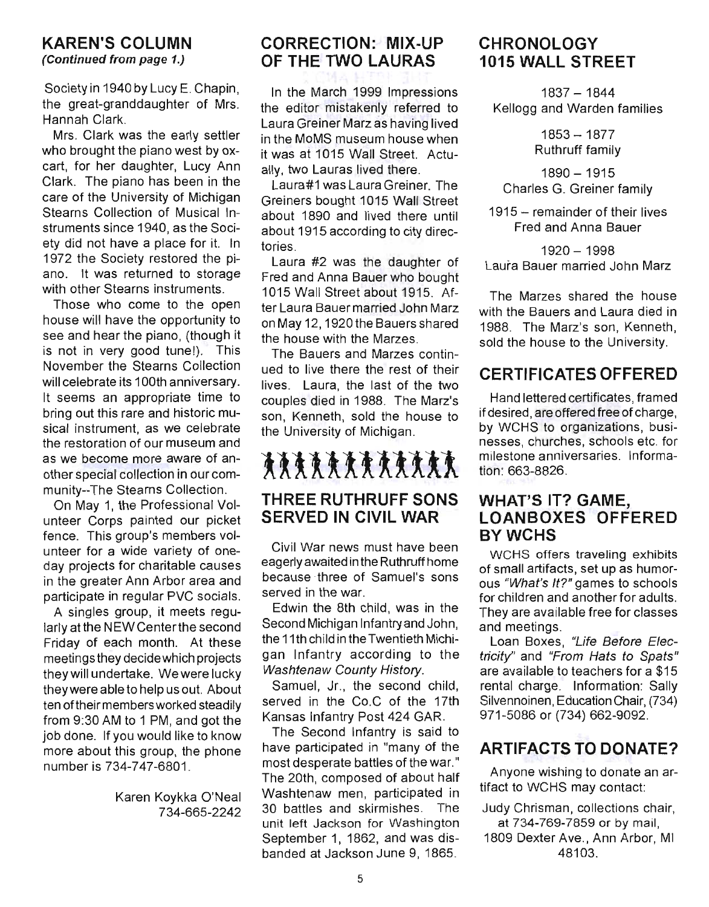## KAREN'S COLUMN
*(Continued from page 1.)*

Society in 1940 by Lucy E. Chapin, the great-granddaughter of Mrs. Hannah Clark.

Mrs. Clark was the early settler who brought the piano west by ox-cart, for her daughter, Lucy Ann Clark. The piano has been in the care of the University of Michigan Stearns Collection of Musical Instruments since 1940, as the Society did not have a place for it. In 1972 the Society restored the piano. It was returned to storage with other Stearns instruments.

Those who come to the open house will have the opportunity to see and hear the piano, (though it is not in very good tune!). This November the Stearns Collection will celebrate its 100th anniversary. It seems an appropriate time to bring out this rare and historic musical instrument, as we celebrate the restoration of our museum and as we become more aware of another special collection in our community--The Stearns Collection.

On May 1, the Professional Volunteer Corps painted our picket fence. This group's members volunteer for a wide variety of one-day projects for charitable causes in the greater Ann Arbor area and participate in regular PVC socials.

A singles group, it meets regularly at the NEW Center the second Friday of each month. At these meetings they decide which projects they will undertake. We were lucky they were able to help us out. About ten of their members worked steadily from 9:30 AM to 1 PM, and got the job done. If you would like to know more about this group, the phone number is 734-747-6801.

Karen Koykka O'Neal
734-665-2242

## CORRECTION: MIX-UP OF THE TWO LAURAS

In the March 1999 Impressions the editor mistakenly referred to Laura Greiner Marz as having lived in the MoMS museum house when it was at 1015 Wall Street. Actually, two Lauras lived there.

Laura #1 was Laura Greiner. The Greiners bought 1015 Wall Street about 1890 and lived there until about 1915 according to city directories.

Laura #2 was the daughter of Fred and Anna Bauer who bought 1015 Wall Street about 1915. After Laura Bauer married John Marz on May 12, 1920 the Bauers shared the house with the Marzes.

The Bauers and Marzes continued to live there the rest of their lives. Laura, the last of the two couples died in 1988. The Marz's son, Kenneth, sold the house to the University of Michigan.

## THREE RUTHRUFF SONS SERVED IN CIVIL WAR

Civil War news must have been eagerly awaited in the Ruthruff home because three of Samuel's sons served in the war.

Edwin the 8th child, was in the Second Michigan Infantry and John, the 11th child in the Twentieth Michigan Infantry according to the *Washtenaw County History*.

Samuel, Jr., the second child, served in the Co.C of the 17th Kansas Infantry Post 424 GAR.

The Second Infantry is said to have participated in "many of the most desperate battles of the war." The 20th, composed of about half Washtenaw men, participated in 30 battles and skirmishes. The unit left Jackson for Washington September 1, 1862, and was disbanded at Jackson June 9, 1865.

## CHRONOLOGY 1015 WALL STREET

1837 – 1844
Kellogg and Warden families

1853 – 1877
Ruthruff family

1890 – 1915
Charles G. Greiner family

1915 – remainder of their lives
Fred and Anna Bauer

1920 – 1998
Laura Bauer married John Marz

The Marzes shared the house with the Bauers and Laura died in 1988. The Marz's son, Kenneth, sold the house to the University.

## CERTIFICATES OFFERED

Hand lettered certificates, framed if desired, are offered free of charge, by WCHS to organizations, businesses, churches, schools etc. for milestone anniversaries. Information: 663-8826.

## WHAT'S IT? GAME, LOANBOXES OFFERED BY WCHS

WCHS offers traveling exhibits of small artifacts, set up as humorous *"What's It?"* games to schools for children and another for adults. They are available free for classes and meetings.

Loan Boxes, *"Life Before Electricity"* and *"From Hats to Spats"* are available to teachers for a $15 rental charge. Information: Sally Silvennoinen, Education Chair, (734) 971-5086 or (734) 662-9092.

## ARTIFACTS TO DONATE?

Anyone wishing to donate an artifact to WCHS may contact:

Judy Chrisman, collections chair, at 734-769-7859 or by mail, 1809 Dexter Ave., Ann Arbor, MI 48103.